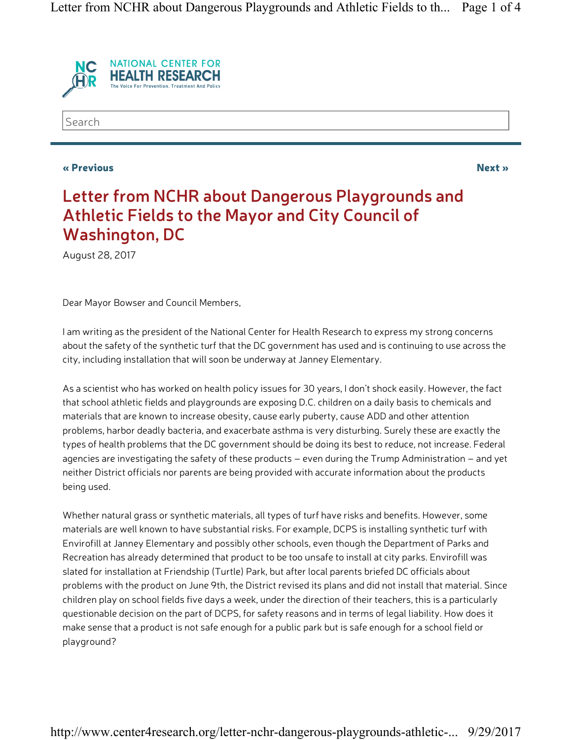NATIONAL CENTER FOR HEALTH RESEARCH
The Voice For Prevention, Treatment And Policy

Search

« Previous

Next »

# Letter from NCHR about Dangerous Playgrounds and Athletic Fields to the Mayor and City Council of Washington, DC

August 28, 2017

Dear Mayor Bowser and Council Members,

I am writing as the president of the National Center for Health Research to express my strong concerns about the safety of the synthetic turf that the DC government has used and is continuing to use across the city, including installation that will soon be underway at Janney Elementary.

As a scientist who has worked on health policy issues for 30 years, I don't shock easily. However, the fact that school athletic fields and playgrounds are exposing D.C. children on a daily basis to chemicals and materials that are known to increase obesity, cause early puberty, cause ADD and other attention problems, harbor deadly bacteria, and exacerbate asthma is very disturbing. Surely these are exactly the types of health problems that the DC government should be doing its best to reduce, not increase. Federal agencies are investigating the safety of these products – even during the Trump Administration – and yet neither District officials nor parents are being provided with accurate information about the products being used.

Whether natural grass or synthetic materials, all types of turf have risks and benefits. However, some materials are well known to have substantial risks. For example, DCPS is installing synthetic turf with Envirofill at Janney Elementary and possibly other schools, even though the Department of Parks and Recreation has already determined that product to be too unsafe to install at city parks. Envirofill was slated for installation at Friendship (Turtle) Park, but after local parents briefed DC officials about problems with the product on June 9th, the District revised its plans and did not install that material. Since children play on school fields five days a week, under the direction of their teachers, this is a particularly questionable decision on the part of DCPS, for safety reasons and in terms of legal liability. How does it make sense that a product is not safe enough for a public park but is safe enough for a school field or playground?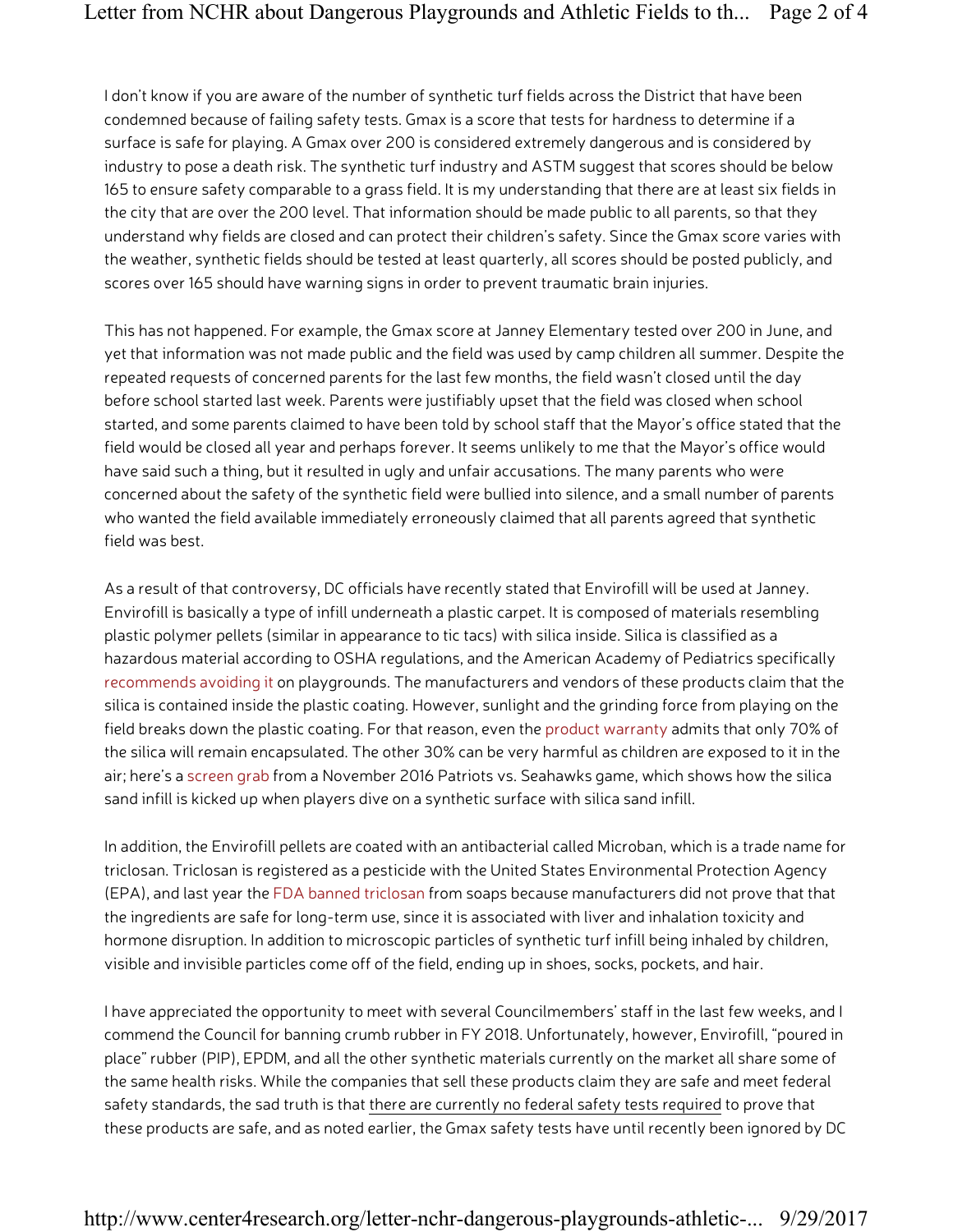I don't know if you are aware of the number of synthetic turf fields across the District that have been condemned because of failing safety tests. Gmax is a score that tests for hardness to determine if a surface is safe for playing. A Gmax over 200 is considered extremely dangerous and is considered by industry to pose a death risk. The synthetic turf industry and ASTM suggest that scores should be below 165 to ensure safety comparable to a grass field. It is my understanding that there are at least six fields in the city that are over the 200 level. That information should be made public to all parents, so that they understand why fields are closed and can protect their children's safety. Since the Gmax score varies with the weather, synthetic fields should be tested at least quarterly, all scores should be posted publicly, and scores over 165 should have warning signs in order to prevent traumatic brain injuries.

This has not happened. For example, the Gmax score at Janney Elementary tested over 200 in June, and yet that information was not made public and the field was used by camp children all summer. Despite the repeated requests of concerned parents for the last few months, the field wasn't closed until the day before school started last week. Parents were justifiably upset that the field was closed when school started, and some parents claimed to have been told by school staff that the Mayor's office stated that the field would be closed all year and perhaps forever. It seems unlikely to me that the Mayor's office would have said such a thing, but it resulted in ugly and unfair accusations. The many parents who were concerned about the safety of the synthetic field were bullied into silence, and a small number of parents who wanted the field available immediately erroneously claimed that all parents agreed that synthetic field was best.

As a result of that controversy, DC officials have recently stated that Envirofill will be used at Janney. Envirofill is basically a type of infill underneath a plastic carpet. It is composed of materials resembling plastic polymer pellets (similar in appearance to tic tacs) with silica inside. Silica is classified as a hazardous material according to OSHA regulations, and the American Academy of Pediatrics specifically recommends avoiding it on playgrounds. The manufacturers and vendors of these products claim that the silica is contained inside the plastic coating. However, sunlight and the grinding force from playing on the field breaks down the plastic coating. For that reason, even the product warranty admits that only 70% of the silica will remain encapsulated. The other 30% can be very harmful as children are exposed to it in the air; here's a screen grab from a November 2016 Patriots vs. Seahawks game, which shows how the silica sand infill is kicked up when players dive on a synthetic surface with silica sand infill.

In addition, the Envirofill pellets are coated with an antibacterial called Microban, which is a trade name for triclosan. Triclosan is registered as a pesticide with the United States Environmental Protection Agency (EPA), and last year the FDA banned triclosan from soaps because manufacturers did not prove that that the ingredients are safe for long-term use, since it is associated with liver and inhalation toxicity and hormone disruption. In addition to microscopic particles of synthetic turf infill being inhaled by children, visible and invisible particles come off of the field, ending up in shoes, socks, pockets, and hair.

I have appreciated the opportunity to meet with several Councilmembers' staff in the last few weeks, and I commend the Council for banning crumb rubber in FY 2018. Unfortunately, however, Envirofill, "poured in place" rubber (PIP), EPDM, and all the other synthetic materials currently on the market all share some of the same health risks. While the companies that sell these products claim they are safe and meet federal safety standards, the sad truth is that <u>there are currently no federal safety tests required</u> to prove that these products are safe, and as noted earlier, the Gmax safety tests have until recently been ignored by DC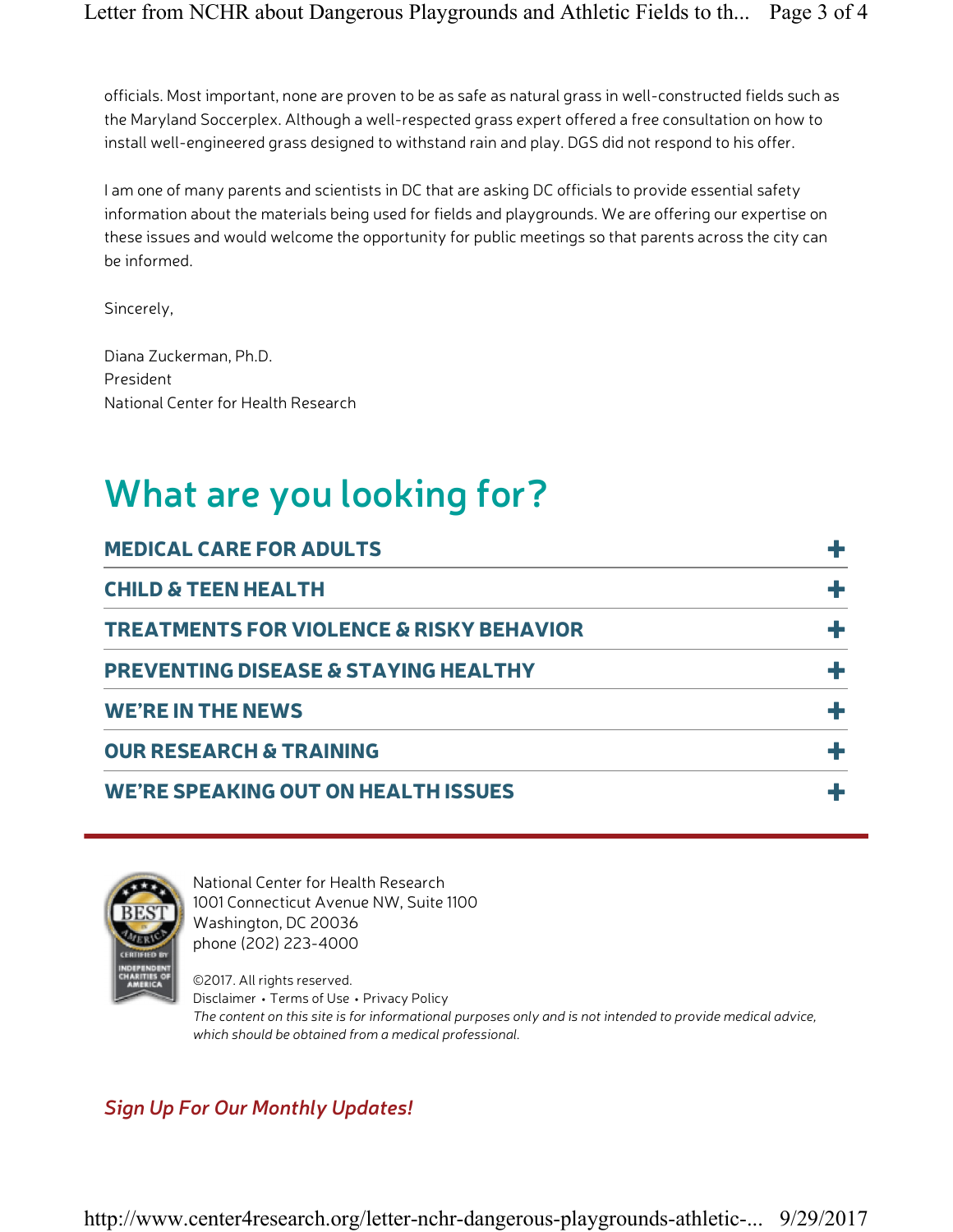officials. Most important, none are proven to be as safe as natural grass in well-constructed fields such as the Maryland Soccerplex. Although a well-respected grass expert offered a free consultation on how to install well-engineered grass designed to withstand rain and play. DGS did not respond to his offer.

I am one of many parents and scientists in DC that are asking DC officials to provide essential safety information about the materials being used for fields and playgrounds. We are offering our expertise on these issues and would welcome the opportunity for public meetings so that parents across the city can be informed.

Sincerely,

Diana Zuckerman, Ph.D.
President
National Center for Health Research

## What are you looking for?

**MEDICAL CARE FOR ADULTS** +

**CHILD & TEEN HEALTH** +

**TREATMENTS FOR VIOLENCE & RISKY BEHAVIOR** +

**PREVENTING DISEASE & STAYING HEALTHY** +

**WE'RE IN THE NEWS** +

**OUR RESEARCH & TRAINING** +

**WE'RE SPEAKING OUT ON HEALTH ISSUES** +

---

National Center for Health Research
1001 Connecticut Avenue NW, Suite 1100
Washington, DC 20036
phone (202) 223-4000

©2017. All rights reserved.
Disclaimer • Terms of Use • Privacy Policy
*The content on this site is for informational purposes only and is not intended to provide medical advice, which should be obtained from a medical professional.*

***Sign Up For Our Monthly Updates!***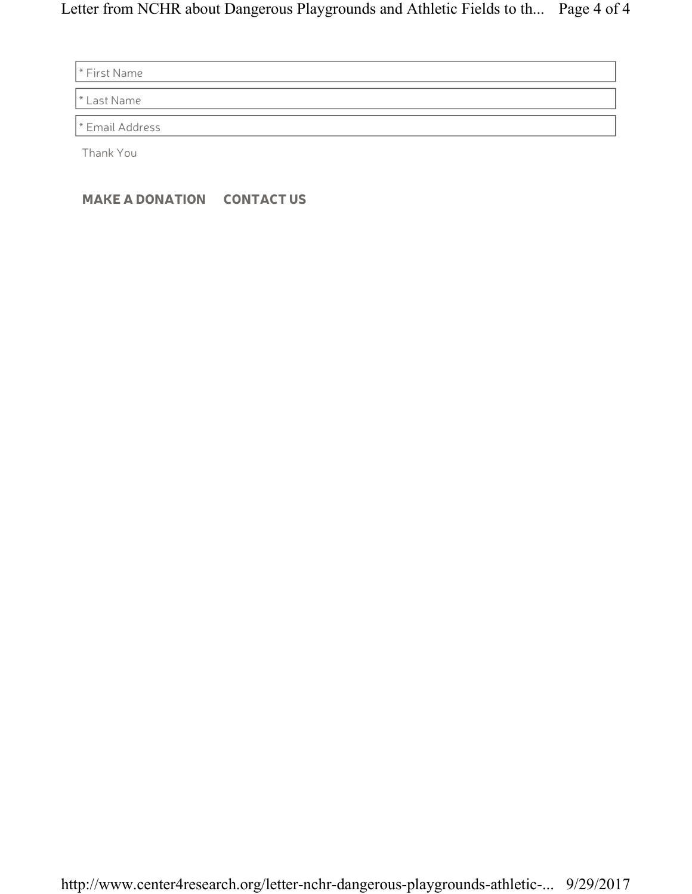* First Name

* Last Name

* Email Address

Thank You

**MAKE A DONATION** **CONTACT US**